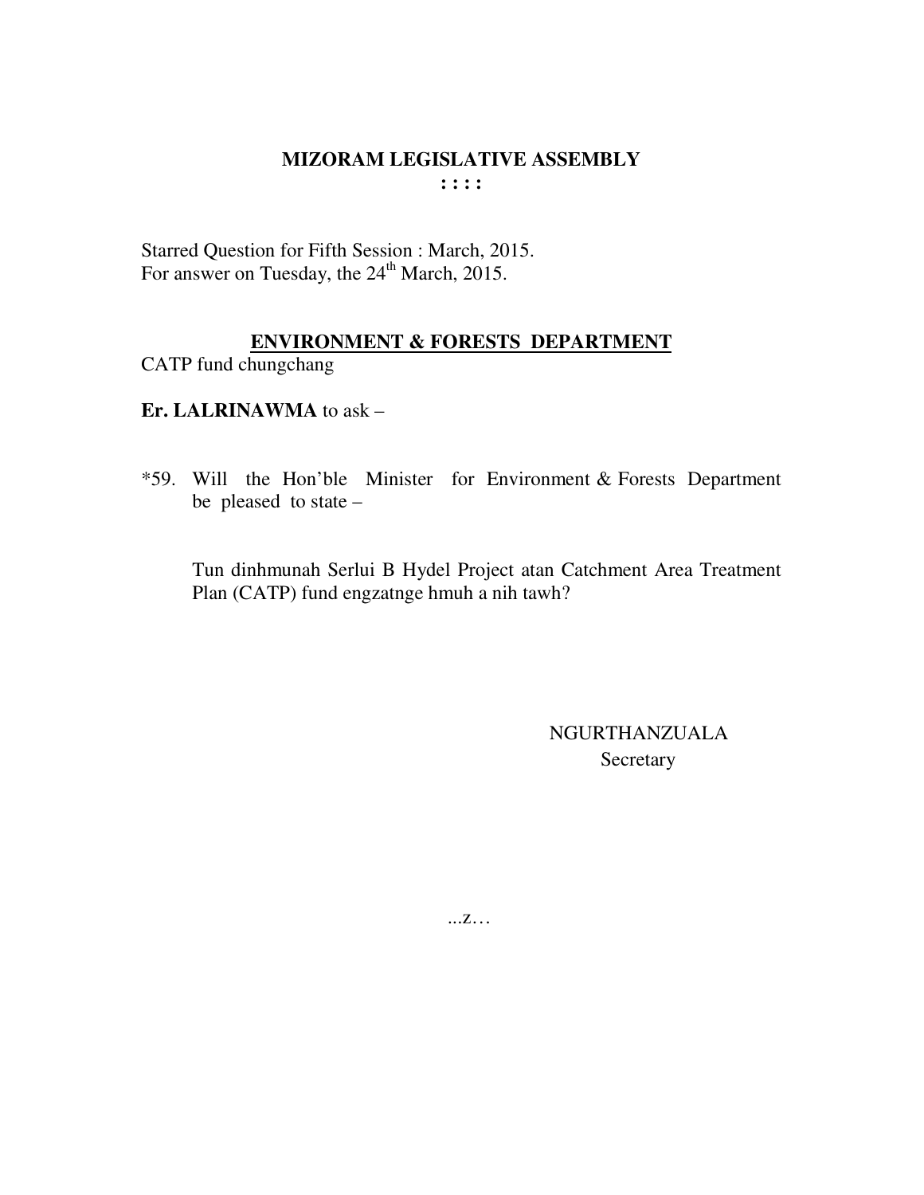# MIZORAM LEGISLATIVE ASSEMBLY

**: : : :**

Starred Question for Fifth Session : March, 2015.
For answer on Tuesday, the 24th March, 2015.

## ENVIRONMENT & FORESTS DEPARTMENT

CATP fund chungchang

**Er. LALRINAWMA** to ask –

*59. Will the Hon'ble Minister for Environment & Forests Department be pleased to state –

Tun dinhmunah Serlui B Hydel Project atan Catchment Area Treatment Plan (CATP) fund engzatnge hmuh a nih tawh?

NGURTHANZUALA
Secretary

...z…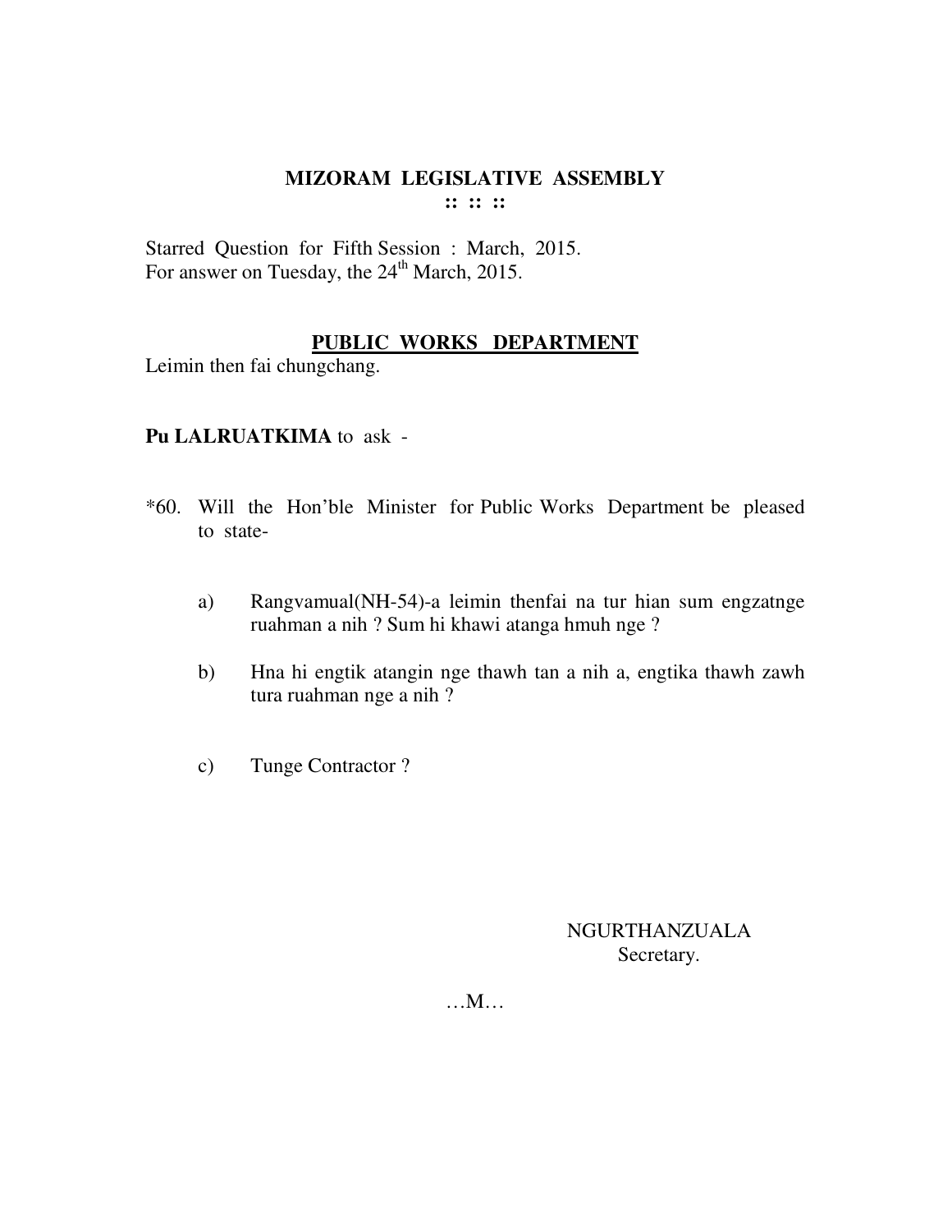# MIZORAM LEGISLATIVE ASSEMBLY

:: :: ::

Starred Question for Fifth Session : March, 2015.
For answer on Tuesday, the 24th March, 2015.

## PUBLIC WORKS DEPARTMENT

Leimin then fai chungchang.

**Pu LALRUATKIMA** to ask -

*60. Will the Hon'ble Minister for Public Works Department be pleased to state-

a) Rangvamual(NH-54)-a leimin thenfai na tur hian sum engzatnge ruahman a nih ? Sum hi khawi atanga hmuh nge ?

b) Hna hi engtik atangin nge thawh tan a nih a, engtika thawh zawh tura ruahman nge a nih ?

c) Tunge Contractor ?

NGURTHANZUALA
Secretary.

…M…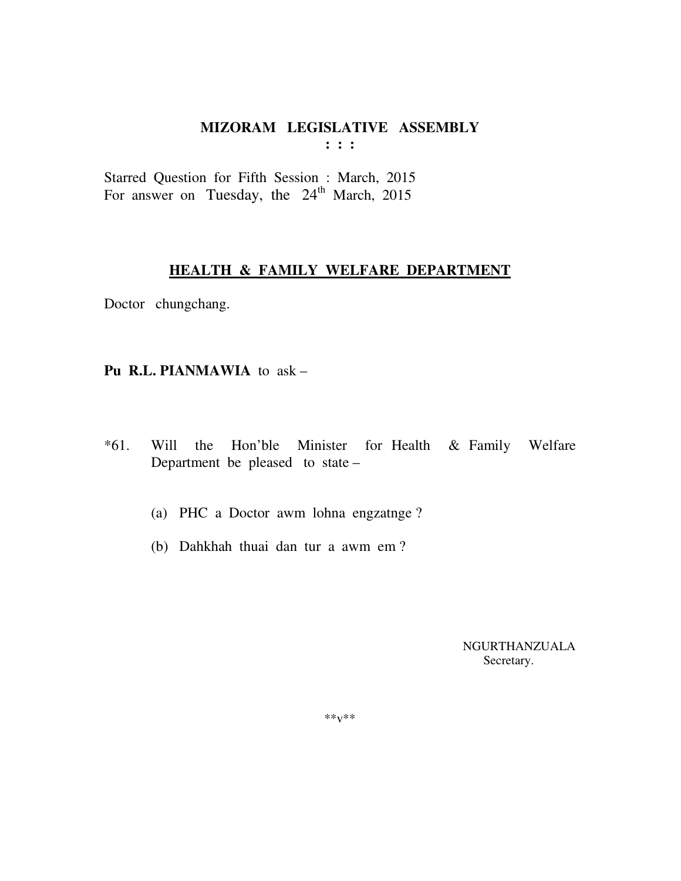# MIZORAM LEGISLATIVE ASSEMBLY

**: : :**

Starred Question for Fifth Session : March, 2015
For answer on Tuesday, the 24th March, 2015

## HEALTH & FAMILY WELFARE DEPARTMENT

Doctor chungchang.

**Pu R.L. PIANMAWIA** to ask –

*61. Will the Hon'ble Minister for Health & Family Welfare Department be pleased to state –

(a) PHC a Doctor awm lohna engzatnge ?

(b) Dahkhah thuai dan tur a awm em ?

NGURTHANZUALA
Secretary.

**v**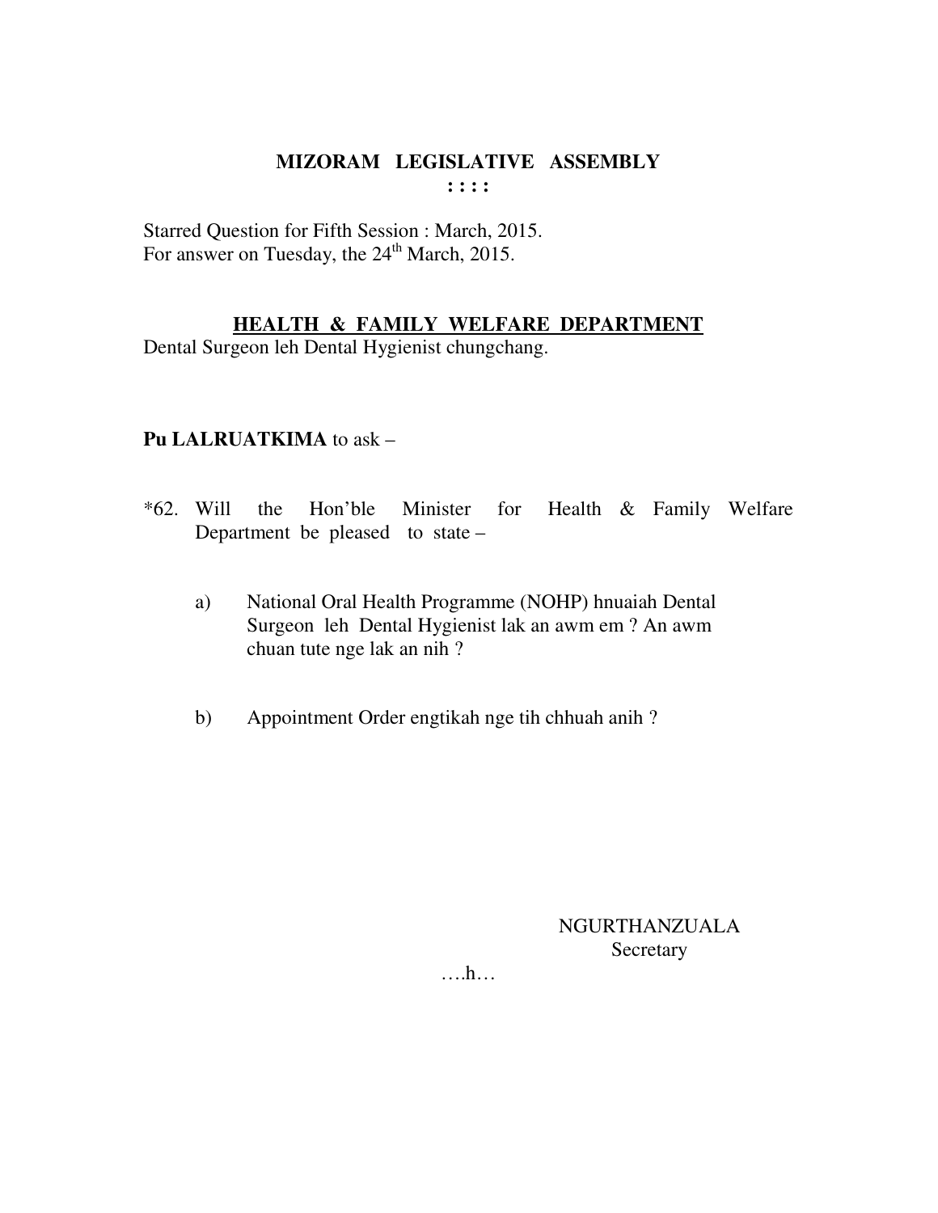# MIZORAM LEGISLATIVE ASSEMBLY

**: : : :**

Starred Question for Fifth Session : March, 2015.
For answer on Tuesday, the 24th March, 2015.

## HEALTH & FAMILY WELFARE DEPARTMENT

Dental Surgeon leh Dental Hygienist chungchang.

**Pu LALRUATKIMA** to ask –

*62. Will the Hon'ble Minister for Health & Family Welfare Department be pleased to state –

a) National Oral Health Programme (NOHP) hnuaiah Dental Surgeon leh Dental Hygienist lak an awm em ? An awm chuan tute nge lak an nih ?

b) Appointment Order engtikah nge tih chhuah anih ?

NGURTHANZUALA
Secretary

….h…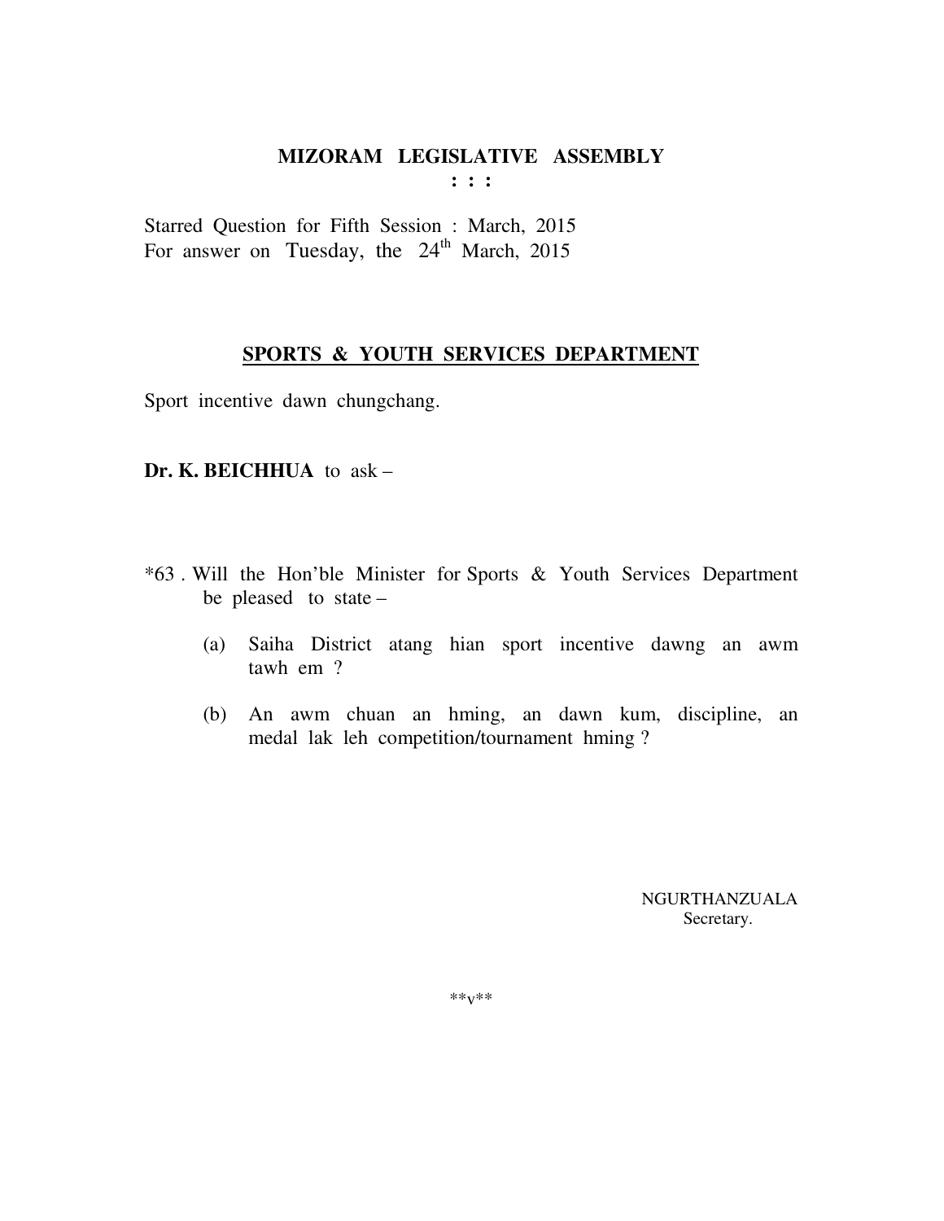# MIZORAM LEGISLATIVE ASSEMBLY

: : :

Starred Question for Fifth Session : March, 2015
For answer on Tuesday, the 24th March, 2015

## SPORTS & YOUTH SERVICES DEPARTMENT

Sport incentive dawn chungchang.

**Dr. K. BEICHHUA** to ask –

*63 . Will the Hon'ble Minister for Sports & Youth Services Department be pleased to state –

(a) Saiha District atang hian sport incentive dawng an awm tawh em ?

(b) An awm chuan an hming, an dawn kum, discipline, an medal lak leh competition/tournament hming ?

NGURTHANZUALA
Secretary.

**v**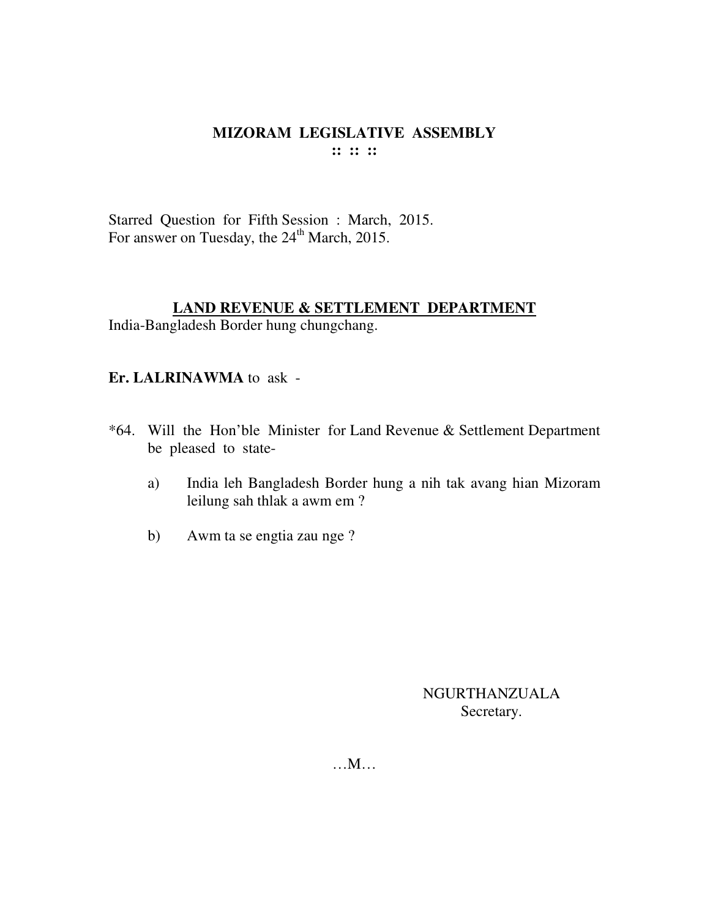# MIZORAM LEGISLATIVE ASSEMBLY

**:: :: ::**

Starred Question for Fifth Session : March, 2015.
For answer on Tuesday, the 24th March, 2015.

## LAND REVENUE & SETTLEMENT DEPARTMENT

India-Bangladesh Border hung chungchang.

**Er. LALRINAWMA** to ask -

*64. Will the Hon'ble Minister for Land Revenue & Settlement Department be pleased to state-

a) India leh Bangladesh Border hung a nih tak avang hian Mizoram leilung sah thlak a awm em ?

b) Awm ta se engtia zau nge ?

NGURTHANZUALA
Secretary.

…M…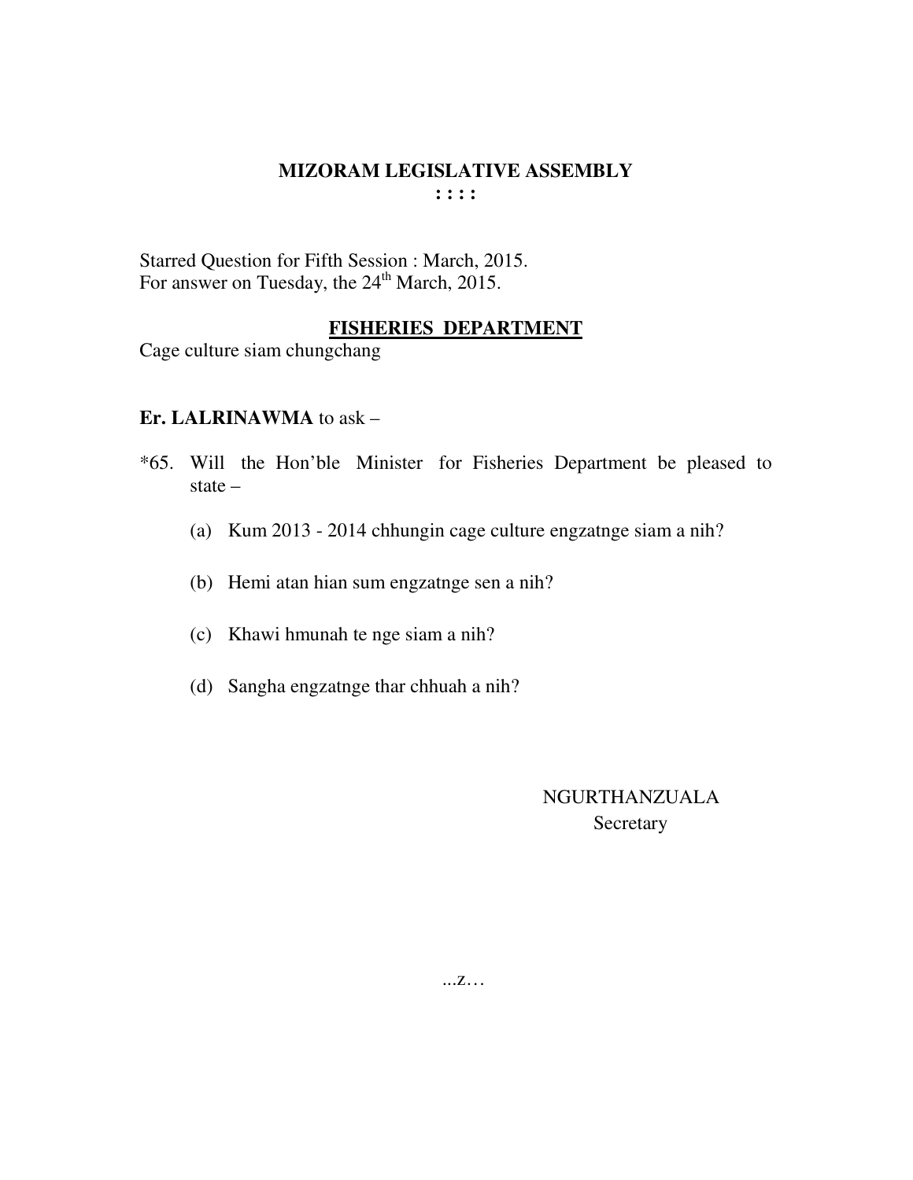# MIZORAM LEGISLATIVE ASSEMBLY

**: : : :**

Starred Question for Fifth Session : March, 2015.
For answer on Tuesday, the 24th March, 2015.

## FISHERIES DEPARTMENT

Cage culture siam chungchang

**Er. LALRINAWMA** to ask –

*65. Will the Hon'ble Minister for Fisheries Department be pleased to state –

(a) Kum 2013 - 2014 chhungin cage culture engzatnge siam a nih?

(b) Hemi atan hian sum engzatnge sen a nih?

(c) Khawi hmunah te nge siam a nih?

(d) Sangha engzatnge thar chhuah a nih?

NGURTHANZUALA
Secretary

...z…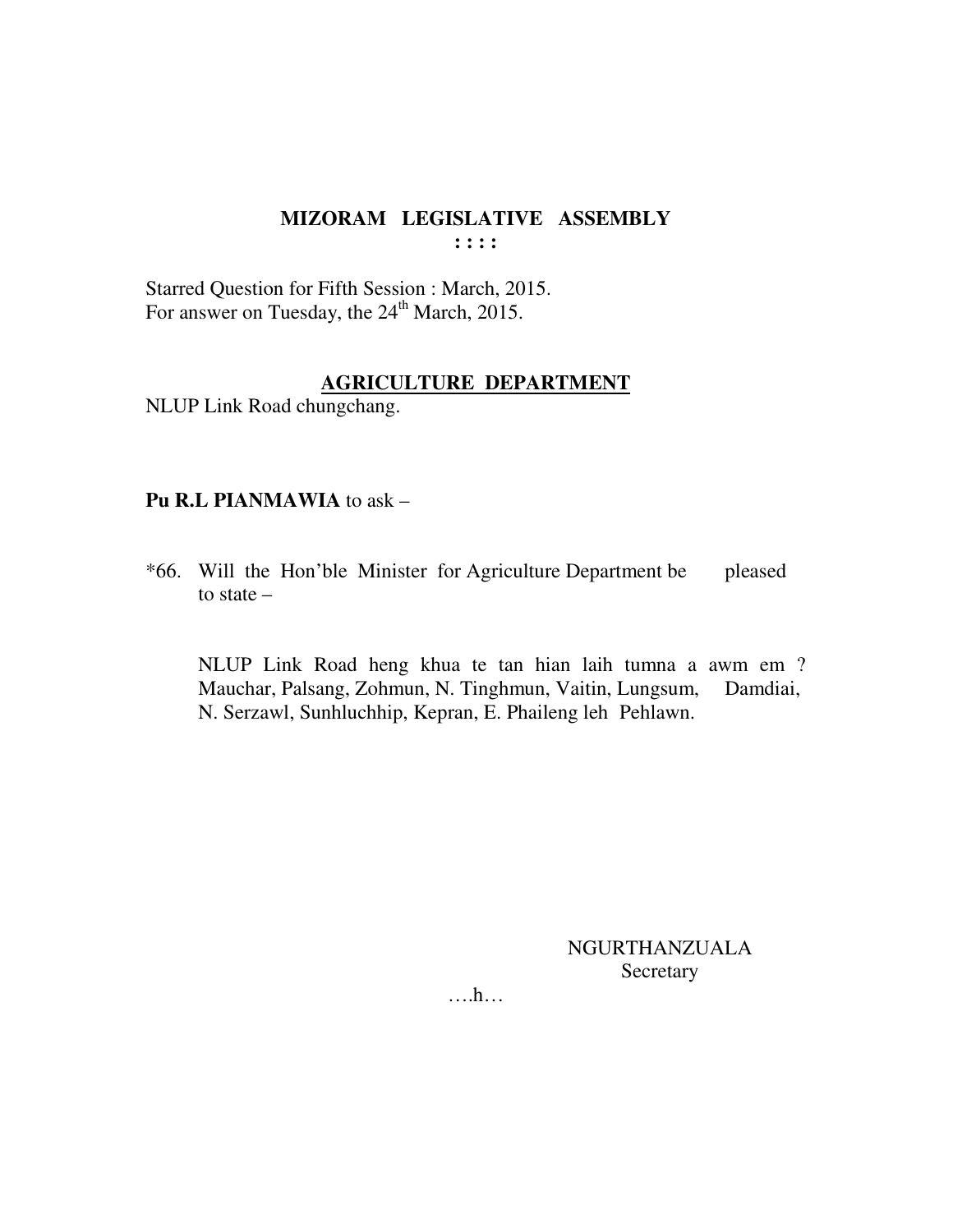# MIZORAM LEGISLATIVE ASSEMBLY

**: : : :**

Starred Question for Fifth Session : March, 2015.
For answer on Tuesday, the 24th March, 2015.

## AGRICULTURE DEPARTMENT

NLUP Link Road chungchang.

**Pu R.L PIANMAWIA** to ask –

*66. Will the Hon'ble Minister for Agriculture Department be pleased to state –

NLUP Link Road heng khua te tan hian laih tumna a awm em ? Mauchar, Palsang, Zohmun, N. Tinghmun, Vaitin, Lungsum, Damdiai, N. Serzawl, Sunhluchhip, Kepran, E. Phaileng leh Pehlawn.

NGURTHANZUALA
Secretary

….h…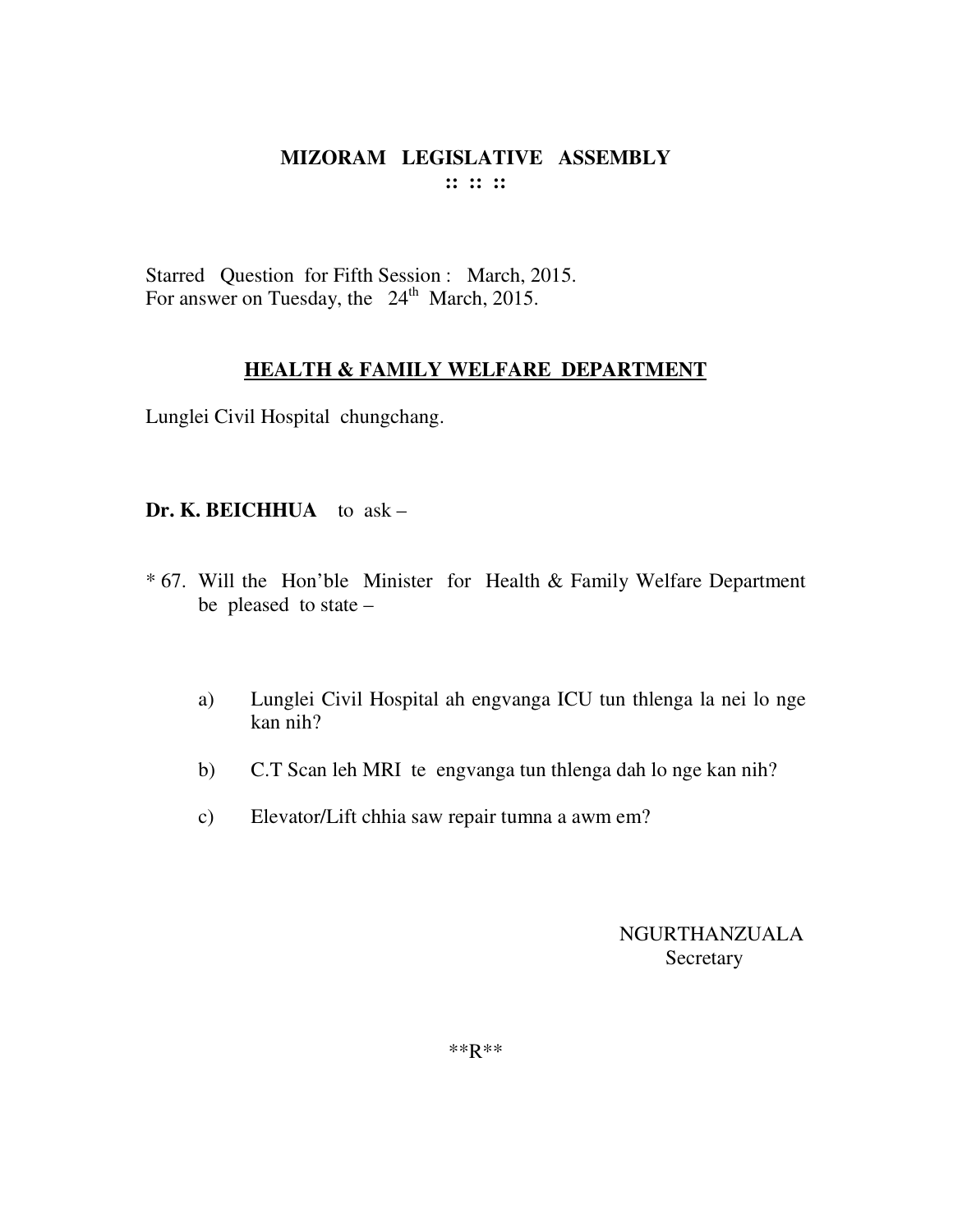# MIZORAM LEGISLATIVE ASSEMBLY

:: :: ::

Starred Question for Fifth Session : March, 2015.
For answer on Tuesday, the 24th March, 2015.

## HEALTH & FAMILY WELFARE DEPARTMENT

Lunglei Civil Hospital chungchang.

**Dr. K. BEICHHUA** to ask –

* 67. Will the Hon'ble Minister for Health & Family Welfare Department be pleased to state –

a) Lunglei Civil Hospital ah engvanga ICU tun thlenga la nei lo nge kan nih?

b) C.T Scan leh MRI te engvanga tun thlenga dah lo nge kan nih?

c) Elevator/Lift chhia saw repair tumna a awm em?

NGURTHANZUALA
Secretary

**R**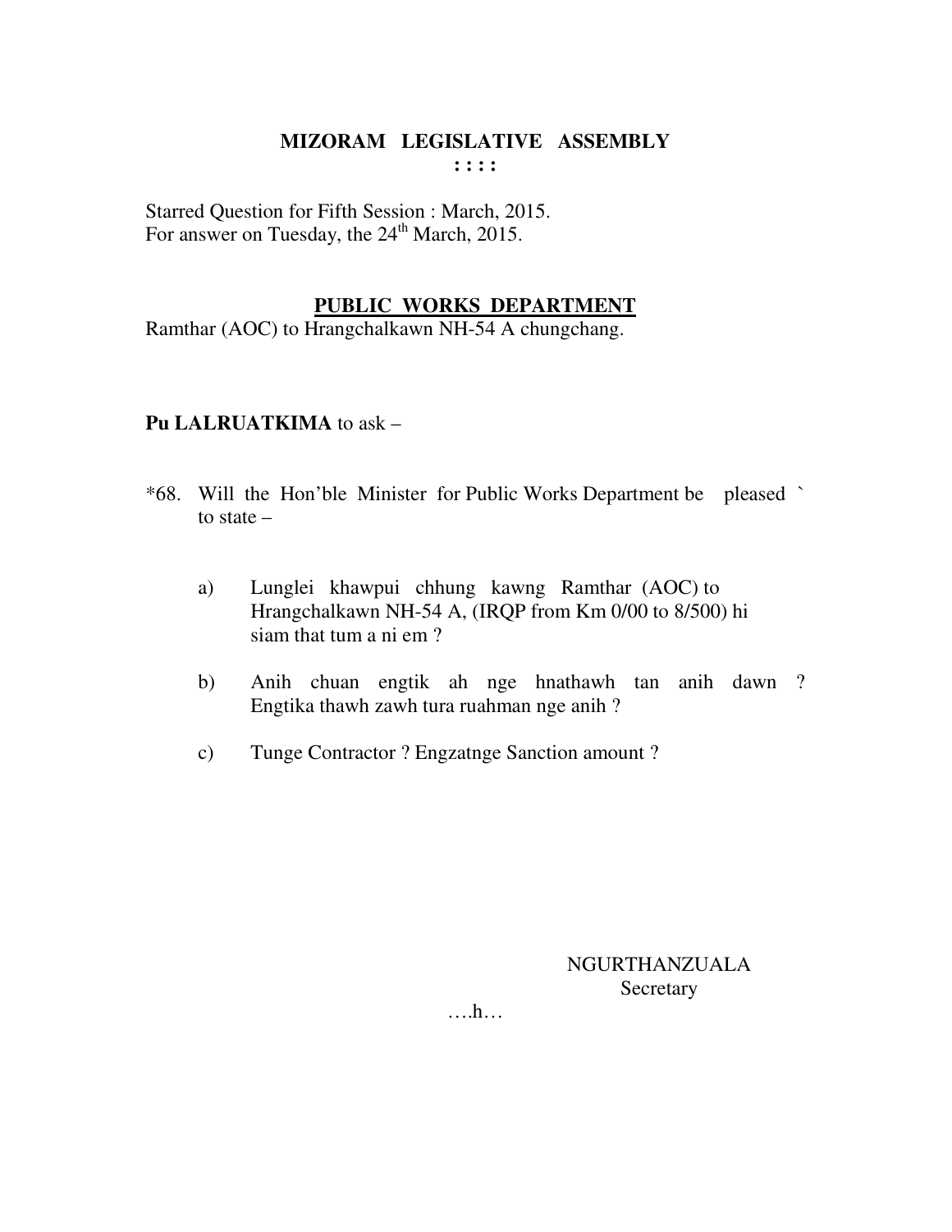# MIZORAM LEGISLATIVE ASSEMBLY

**: : : :**

Starred Question for Fifth Session : March, 2015.
For answer on Tuesday, the 24th March, 2015.

## PUBLIC WORKS DEPARTMENT

Ramthar (AOC) to Hrangchalkawn NH-54 A chungchang.

**Pu LALRUATKIMA** to ask –

*68. Will the Hon'ble Minister for Public Works Department be pleased ` to state –

a) Lunglei khawpui chhung kawng Ramthar (AOC) to Hrangchalkawn NH-54 A, (IRQP from Km 0/00 to 8/500) hi siam that tum a ni em ?

b) Anih chuan engtik ah nge hnathawh tan anih dawn ? Engtika thawh zawh tura ruahman nge anih ?

c) Tunge Contractor ? Engzatnge Sanction amount ?

NGURTHANZUALA
Secretary

….h…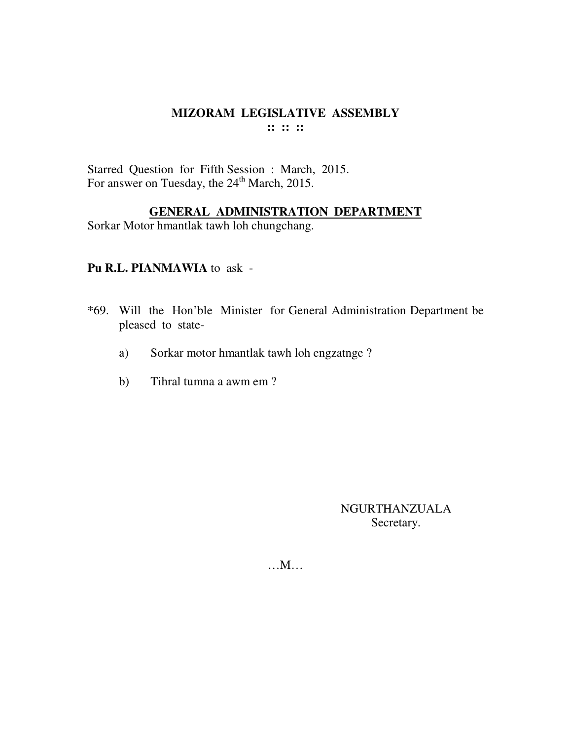# MIZORAM LEGISLATIVE ASSEMBLY

**:: :: ::**

Starred Question for Fifth Session : March, 2015.
For answer on Tuesday, the 24th March, 2015.

## GENERAL ADMINISTRATION DEPARTMENT

Sorkar Motor hmantlak tawh loh chungchang.

**Pu R.L. PIANMAWIA** to ask -

*69. Will the Hon'ble Minister for General Administration Department be pleased to state-

a) Sorkar motor hmantlak tawh loh engzatnge ?

b) Tihral tumna a awm em ?

NGURTHANZUALA
Secretary.

…M…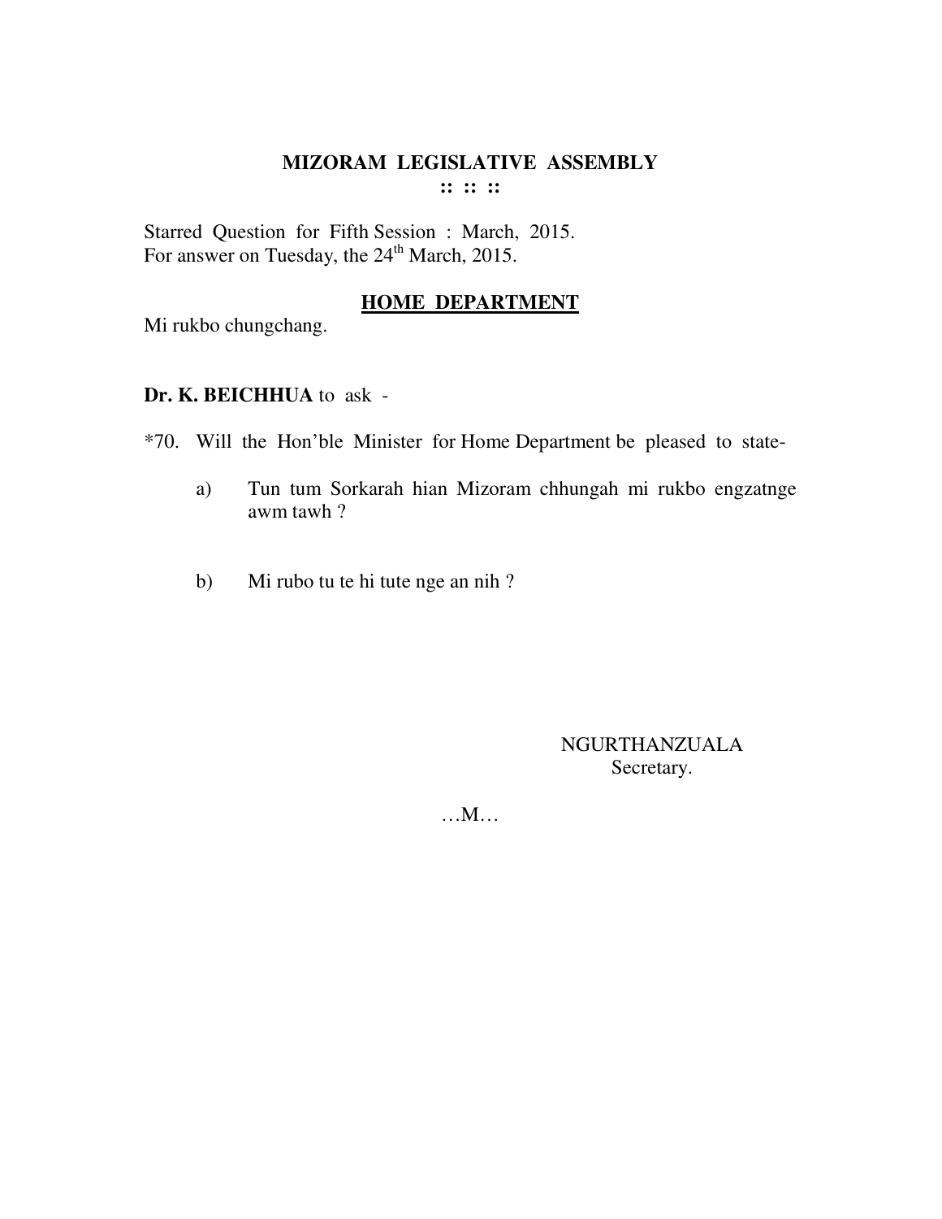# MIZORAM LEGISLATIVE ASSEMBLY

:: :: ::

Starred Question for Fifth Session : March, 2015.
For answer on Tuesday, the 24th March, 2015.

## HOME DEPARTMENT

Mi rukbo chungchang.

**Dr. K. BEICHHUA** to ask -

*70. Will the Hon'ble Minister for Home Department be pleased to state-

a) Tun tum Sorkarah hian Mizoram chhungah mi rukbo engzatnge awm tawh ?

b) Mi rubo tu te hi tute nge an nih ?

NGURTHANZUALA
Secretary.

…M…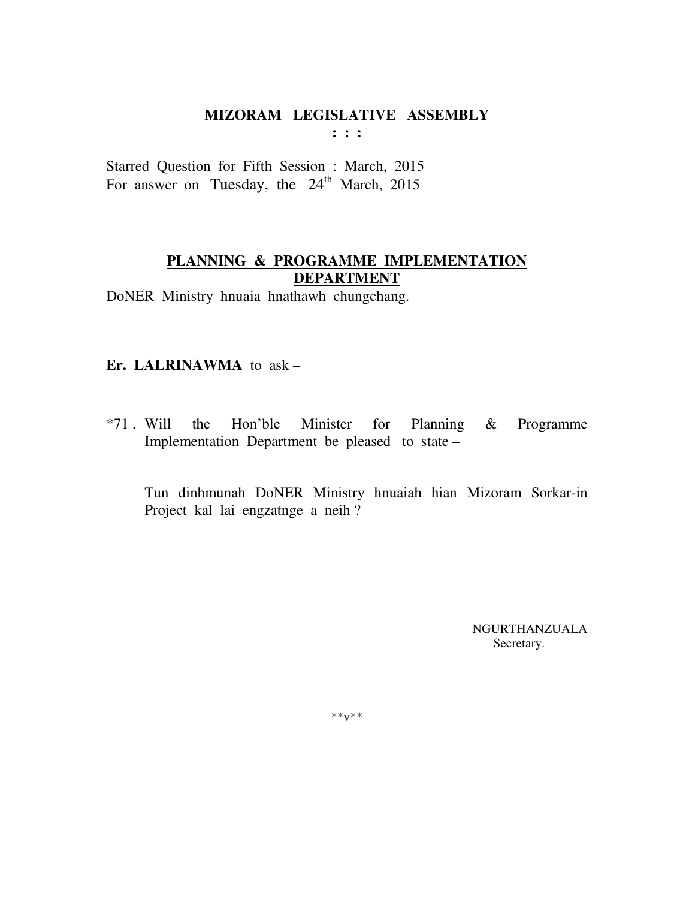# MIZORAM LEGISLATIVE ASSEMBLY

: : :

Starred Question for Fifth Session : March, 2015
For answer on Tuesday, the 24th March, 2015

## PLANNING & PROGRAMME IMPLEMENTATION DEPARTMENT

DoNER Ministry hnuaia hnathawh chungchang.

**Er. LALRINAWMA** to ask –

*71 . Will the Hon'ble Minister for Planning & Programme Implementation Department be pleased to state –

Tun dinhmunah DoNER Ministry hnuaiah hian Mizoram Sorkar-in Project kal lai engzatnge a neih ?

NGURTHANZUALA
Secretary.

**v**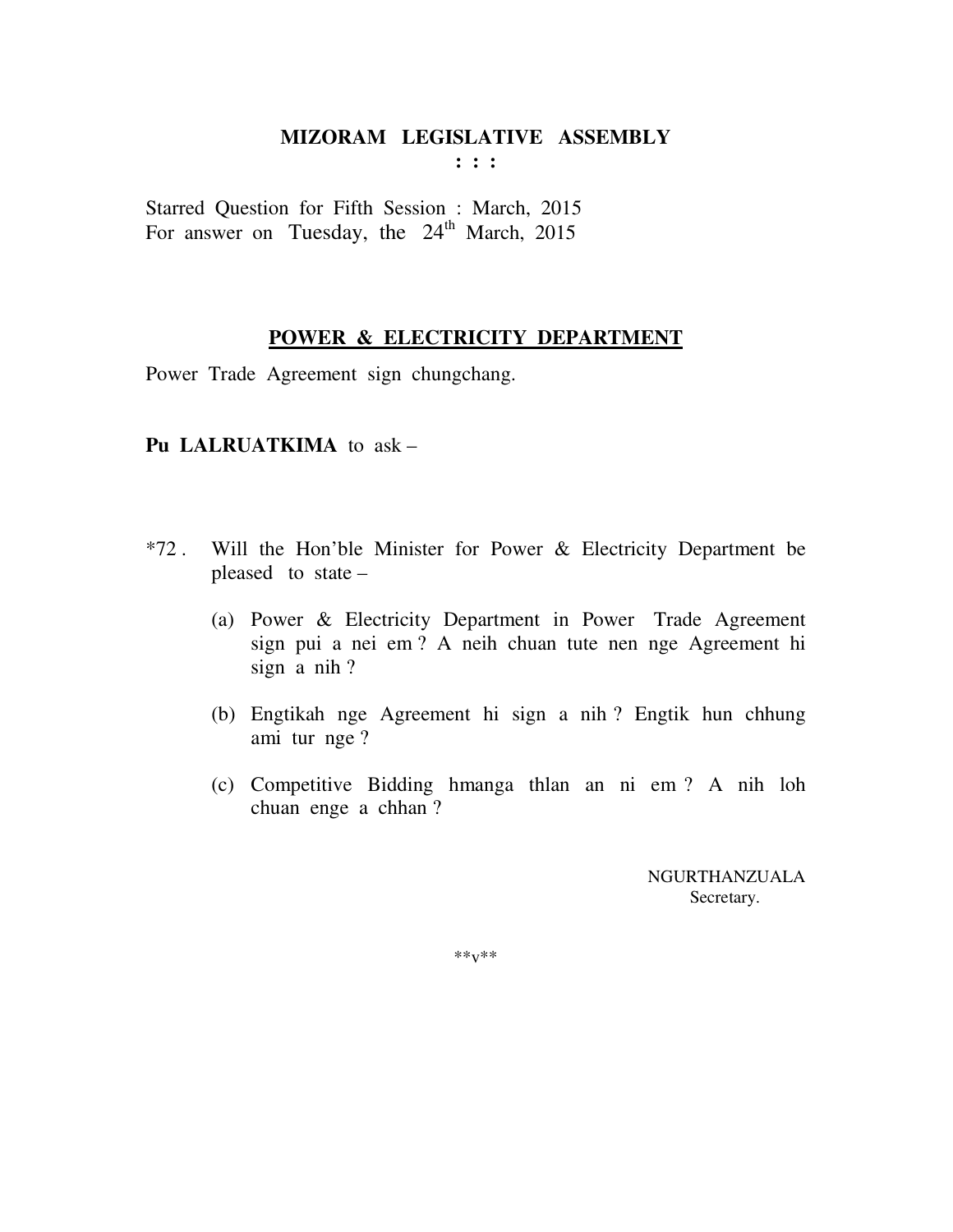# MIZORAM LEGISLATIVE ASSEMBLY

**: : :**

Starred Question for Fifth Session : March, 2015
For answer on Tuesday, the 24th March, 2015

## POWER & ELECTRICITY DEPARTMENT

Power Trade Agreement sign chungchang.

**Pu LALRUATKIMA** to ask –

*72 . Will the Hon'ble Minister for Power & Electricity Department be pleased to state –

(a) Power & Electricity Department in Power Trade Agreement sign pui a nei em ? A neih chuan tute nen nge Agreement hi sign a nih ?

(b) Engtikah nge Agreement hi sign a nih ? Engtik hun chhung ami tur nge ?

(c) Competitive Bidding hmanga thlan an ni em ? A nih loh chuan enge a chhan ?

NGURTHANZUALA
Secretary.

**v**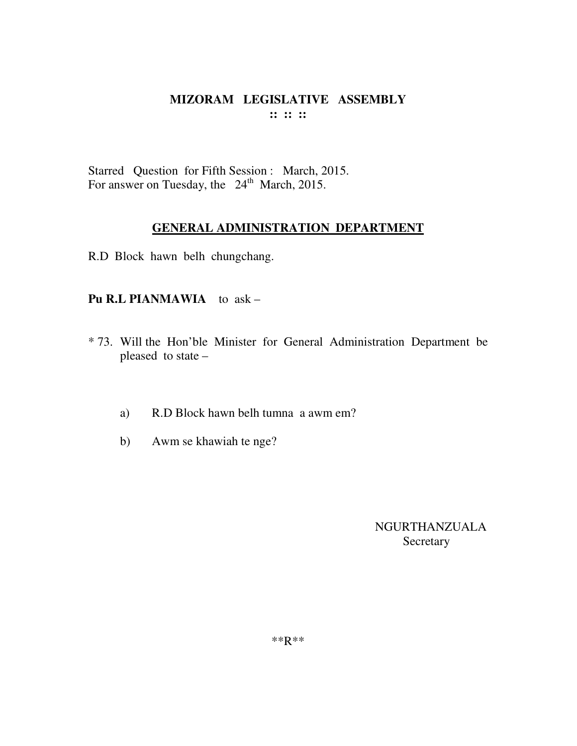# MIZORAM LEGISLATIVE ASSEMBLY
**:: :: ::**

Starred Question for Fifth Session : March, 2015.
For answer on Tuesday, the 24th March, 2015.

## GENERAL ADMINISTRATION DEPARTMENT

R.D Block hawn belh chungchang.

**Pu R.L PIANMAWIA** to ask –

* 73. Will the Hon'ble Minister for General Administration Department be pleased to state –

  a) R.D Block hawn belh tumna a awm em?

  b) Awm se khawiah te nge?

NGURTHANZUALA
Secretary

**R**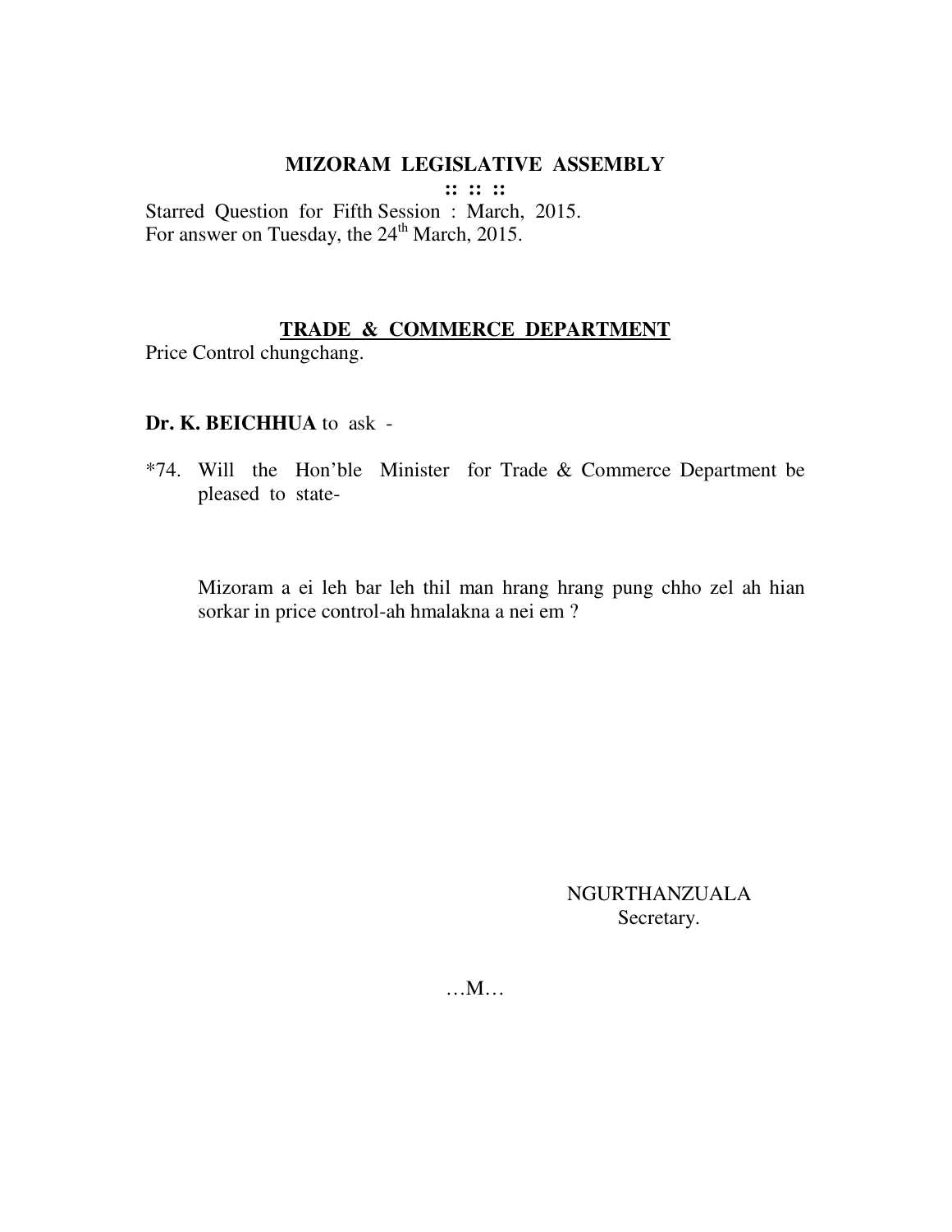**MIZORAM LEGISLATIVE ASSEMBLY**

**:: :: ::**

Starred Question for Fifth Session : March, 2015.
For answer on Tuesday, the 24th March, 2015.

**TRADE & COMMERCE DEPARTMENT**

Price Control chungchang.

**Dr. K. BEICHHUA** to ask -

*74. Will the Hon'ble Minister for Trade & Commerce Department be pleased to state-

Mizoram a ei leh bar leh thil man hrang hrang pung chho zel ah hian sorkar in price control-ah hmalakna a nei em ?

NGURTHANZUALA
Secretary.

…M…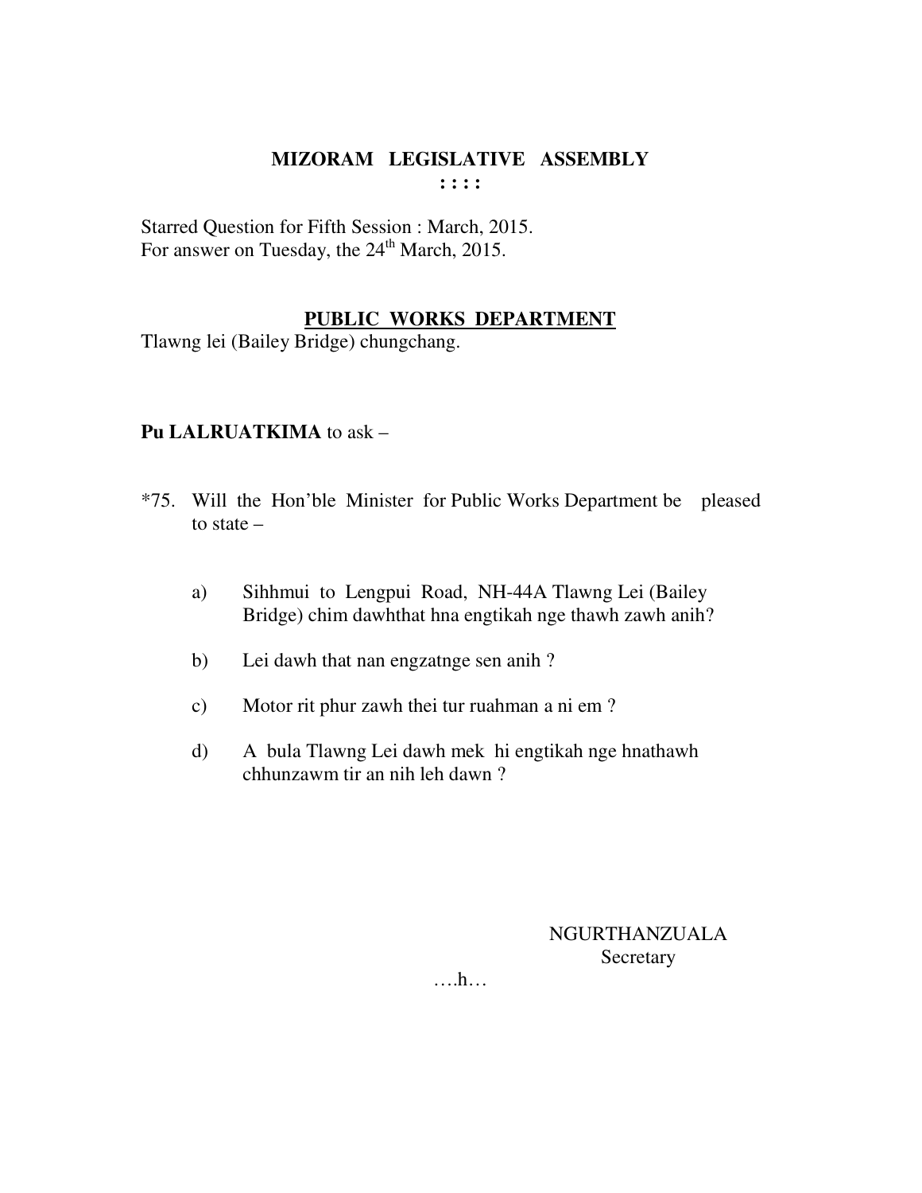# MIZORAM LEGISLATIVE ASSEMBLY

**: : : :**

Starred Question for Fifth Session : March, 2015.
For answer on Tuesday, the 24th March, 2015.

## PUBLIC WORKS DEPARTMENT

Tlawng lei (Bailey Bridge) chungchang.

**Pu LALRUATKIMA** to ask –

*75. Will the Hon'ble Minister for Public Works Department be pleased to state –

a) Sihhmui to Lengpui Road, NH-44A Tlawng Lei (Bailey Bridge) chim dawhthat hna engtikah nge thawh zawh anih?

b) Lei dawh that nan engzatnge sen anih ?

c) Motor rit phur zawh thei tur ruahman a ni em ?

d) A bula Tlawng Lei dawh mek hi engtikah nge hnathawh chhunzawm tir an nih leh dawn ?

NGURTHANZUALA
Secretary

….h…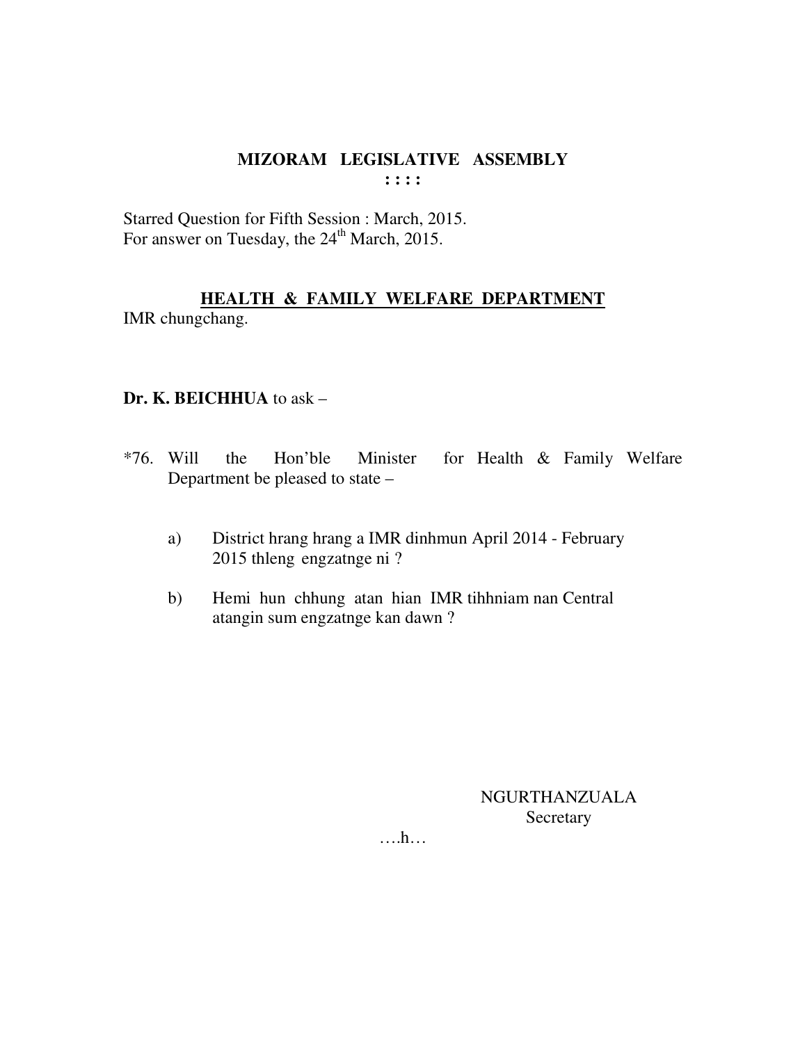# MIZORAM LEGISLATIVE ASSEMBLY

**: : : :**

Starred Question for Fifth Session : March, 2015.
For answer on Tuesday, the 24th March, 2015.

## HEALTH & FAMILY WELFARE DEPARTMENT

IMR chungchang.

**Dr. K. BEICHHUA** to ask –

*76. Will the Hon'ble Minister for Health & Family Welfare Department be pleased to state –

a) District hrang hrang a IMR dinhmun April 2014 - February 2015 thleng engzatnge ni ?

b) Hemi hun chhung atan hian IMR tihhniam nan Central atangin sum engzatnge kan dawn ?

NGURTHANZUALA
Secretary

….h…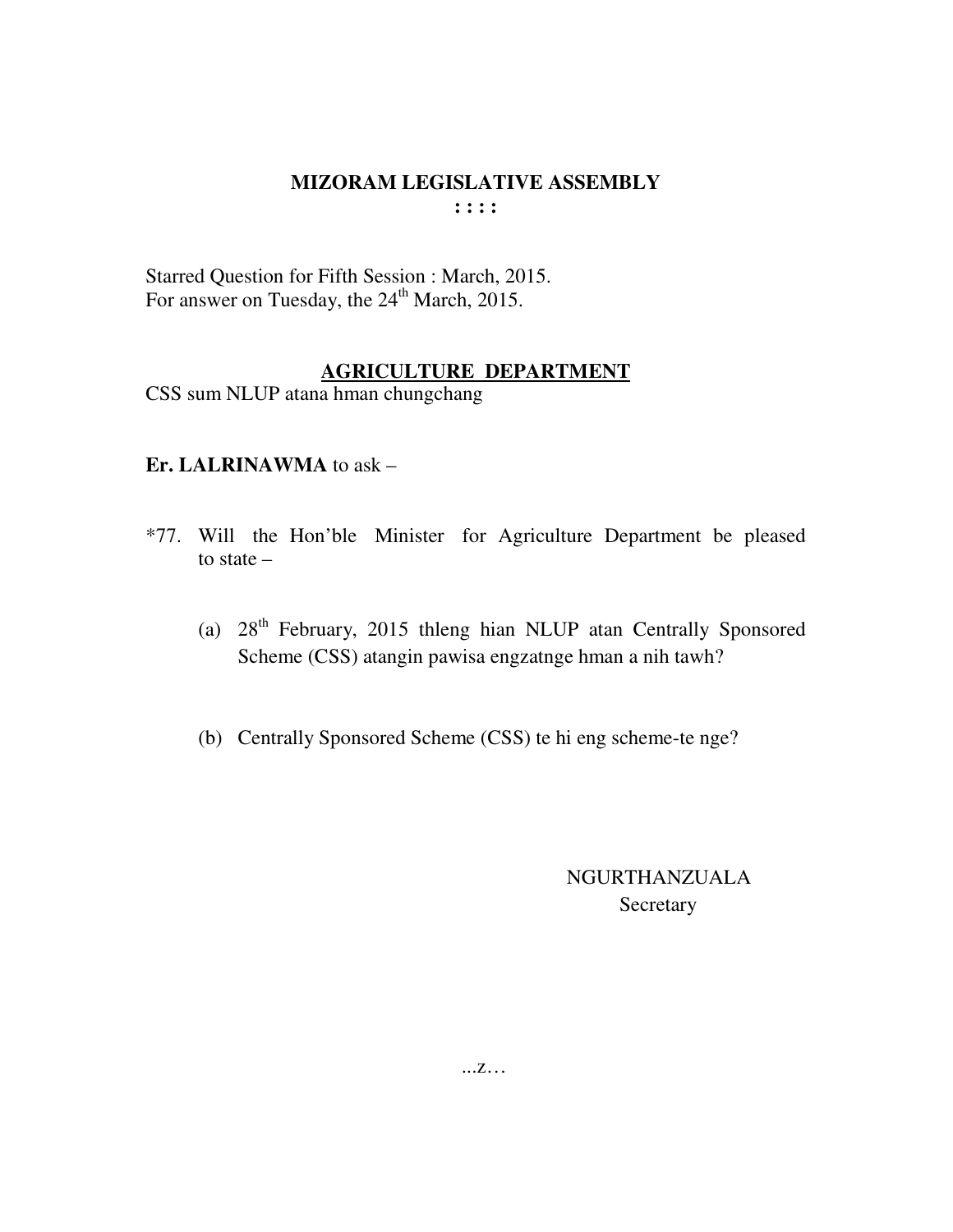# MIZORAM LEGISLATIVE ASSEMBLY

**: : : :**

Starred Question for Fifth Session : March, 2015.
For answer on Tuesday, the 24th March, 2015.

## AGRICULTURE DEPARTMENT

CSS sum NLUP atana hman chungchang

**Er. LALRINAWMA** to ask –

*77. Will the Hon'ble Minister for Agriculture Department be pleased to state –

(a) 28th February, 2015 thleng hian NLUP atan Centrally Sponsored Scheme (CSS) atangin pawisa engzatnge hman a nih tawh?

(b) Centrally Sponsored Scheme (CSS) te hi eng scheme-te nge?

NGURTHANZUALA
Secretary

...z…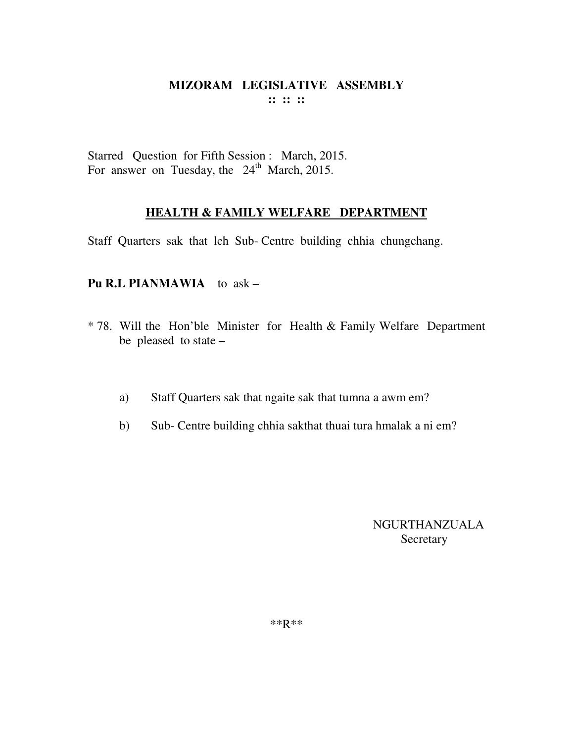# MIZORAM LEGISLATIVE ASSEMBLY

**:: :: ::**

Starred Question for Fifth Session : March, 2015.
For answer on Tuesday, the 24th March, 2015.

## HEALTH & FAMILY WELFARE DEPARTMENT

Staff Quarters sak that leh Sub- Centre building chhia chungchang.

**Pu R.L PIANMAWIA** to ask –

\* 78. Will the Hon'ble Minister for Health & Family Welfare Department be pleased to state –

a) Staff Quarters sak that ngaite sak that tumna a awm em?

b) Sub- Centre building chhia sakthat thuai tura hmalak a ni em?

NGURTHANZUALA
Secretary

\*\*R\*\*